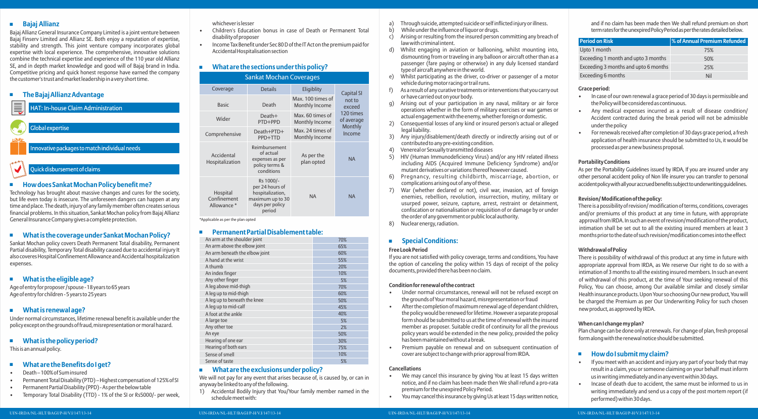## Bajaj Allianz

Bajaj Allianz General Insurance Company Limited is a joint venture between Bajaj Finserv Limited and Allianz SE. Both enjoy a reputation of expertise, stability and strength. This joint venture company incorporates global expertise with local experience. The comprehensive, innovative solutions combine the technical expertise and experience of the 110 year old Allianz SE, and in depth market knowledge and good will of Bajaj brand in India. Competitive pricing and quick honest response have earned the company the customer's trust and market leadership in a very short time.

## The Bajaj Allianz Advantage

- HAT: In-house Claim Administration
- Global expertise
- Innovative packages to match individual needs
- Quick disbursement of claims

## How does Sankat Mochan Policy benefit me?

Technology has brought about massive changes and cures for the society, but life even today is insecure. The unforeseen dangers can happen at any time and place. The death, injury of any family member often creates serious financial problems. In this situation, Sankat Mochan policy from Bajaj Allianz General Insurance Company gives a complete protection.

## What is the coverage under Sankat Mochan Policy?

Sankat Mochan policy covers Death Permanent Total disability, Permanent Partial disability, Temporary Total disability caused due to accidental injury It also coveres Hospital Confinement Allowance and Accidental hospitalization expenses.

## What is the eligible age?

Age of entry for proposer / spouse - 18 years to 65 years
Age of entry for children - 5 years to 25 years

## What is renewal age?

Under normal circumstances, lifetime renewal benefit is available under the policy except on the grounds of fraud, misrepresentation or moral hazard.

## What is the policy period?

This is an annual policy.

## What are the Benefits do I get?

- Death – 100% of Sum insured
- Permanent Total Disability (PTD) – Highest compensation of 125% of SI
- Permanent Partial Disability (PPD) - As per the below table
- Temporary Total Disability (TTD) - 1% of the SI or Rs5000/- per week, whichever is lesser
- Children's Education bonus in case of Death or Permanent Total disability of proposer
- Income Tax Benefit under Sec 80 D of the IT Act on the premium paid for Accidental Hospitalisation section

## What are the sections under this policy?

| Sankat Mochan Coverages | | | |
|---|---|---|---|
| Coverage | Details | Eligiblity | Capital SI |
| Basic | Death | Max. 100 times of Monthly Income | not to exceed 120 times of average Monthly Income |
| Wider | Death+ PTD+PPD | Max. 60 times of Monthly Income | |
| Comprehensive | Death+PTD+ PPD+TTD | Max. 24 times of Monthly Income | |
| Accidental Hospitalization | Reimbursement of actual expenses as per policy terms & conditions | As per the plan opted | NA |
| Hospital Confinement Allowance * | Rs 1000/- per 24 hours of hospitalization, maximum up to 30 days per policy period | NA | NA |

*Applicable as per the plan opted

## Permanent Partial Disablement table:

| | |
|---|---|
| An arm at the shoulder joint | 70% |
| An arm above the elbow joint | 65% |
| An arm beneath the elbow joint | 60% |
| A hand at the wrist | 55% |
| A thumb | 20% |
| An index finger | 10% |
| Any other finger | 5% |
| A leg above mid-thigh | 70% |
| A leg up to mid-thigh | 60% |
| A leg up to beneath the knee | 50% |
| A leg up to mid-calf | 45% |
| A foot at the ankle | 40% |
| A large toe | 5% |
| Any other toe | 2% |
| An eye | 50% |
| Hearing of one ear | 30% |
| Hearing of both ears | 75% |
| Sense of smell | 10% |
| Sense of taste | 5% |

## What are the exclusions under policy?

We will not pay for any event that arises because of, is caused by, or can in anyway be linked to any of the following.

1) Accidental Bodily Injury that You/Your family member named in the schedule meet with:
   a) Through suicide, attempted suicide or self inflicted injury or illness.
   b) While under the influence of liquor or drugs.
   c) Arising or resulting from the insured person committing any breach of law with criminal intent.
   d) Whilst engaging in aviation or ballooning, whilst mounting into, dismounting from or traveling in any balloon or aircraft other than as a passenger (fare paying or otherwise) in any duly licensed standard type of aircraft anywhere in the world.
   e) Whilst participating as the driver, co-driver or passenger of a motor vehicle during motor racing or trail runs.
   f) As a result of any curative treatments or interventions that you carry out or have carried out on your body.
   g) Arising out of your participation in any naval, military or air force operations whether in the form of military exercises or war games or actual engagement with the enemy, whether foreign or domestic.
2) Consequential losses of any kind or insured person's actual or alleged legal liability.
3) Any injury/disablement/death directly or indirectly arising out of or contributed to any pre-existing condition.
4) Venereal or Sexually transmitted diseases
5) HIV (Human Immunodeficiency Virus) and/or any HIV related illness including AIDS (Acquired Immune Deficiency Syndrome) and/or mutant derivatives or variations thereof however caused.
6) Pregnancy, resulting childbirth, miscarriage, abortion, or complications arising out of any of these.
7) War (whether declared or not), civil war, invasion, act of foreign enemies, rebellion, revolution, insurrection, mutiny, military or usurped power, seizure, capture, arrest, restraint or detainment, confiscation or nationalisation or requisition of or damage by or under the order of any government or public local authority.
8) Nuclear energy, radiation.

## Special Conditions:

**Free Look Period**

If you are not satisfied with policy coverage, terms and conditions, You have the option of canceling the policy within 15 days of receipt of the policy documents, provided there has been no claim.

**Condition for renewal of the contract**

- Under normal circumstances, renewal will not be refused except on the grounds of Your moral hazard, misrepresentation or fraud
- After the completion of maximum renewal age of dependant children, the policy would be renewed for lifetime. However a separate proposal form should be submitted to us at the time of renewal with the insured member as proposer. Suitable credit of continuity for all the previous policy years would be extended in the new policy, provided the policy has been maintained without a break.
- Premium payable on renewal and on subsequent continuation of cover are subject to change with prior approval from IRDA.

**Cancellations**

- We may cancel this insurance by giving You at least 15 days written notice, and if no claim has been made then We shall refund a pro-rata premium for the unexpired Policy Period.
- You may cancel this insurance by giving Us at least 15 days written notice, and if no claim has been made then We shall refund premium on short term rates for the unexpired Policy Period as per the rates detailed below.

| Period on Risk | % of Annual Premium Refunded |
|---|---|
| Upto 1 month | 75% |
| Exceeding 1 month and upto 3 months | 50% |
| Exceeding 3 months and upto 6 months | 25% |
| Exceeding 6 months | Nil |

**Grace period:**

- In case of our own renewal a grace period of 30 days is permissible and the Policy will be considered as continuous.
- Any medical expenses incurred as a result of disease condition/ Accident contracted during the break period will not be admissible under the policy
- For renewals received after completion of 30 days grace period, a fresh application of health insurance should be submitted to Us, it would be processed as per a new business proposal.

**Portability Conditions**

As per the Portability Guidelines issued by IRDA, If you are insured under any other personal accident policy of Non life insurer you can transfer to personal accident policy with all your accrued benefits subject to underwriting guidelines.

**Revision/ Modification of the policy:**

There is a possibility of revision/ modification of terms, conditions, coverages and/or premiums of this product at any time in future, with appropriate approval from IRDA. In such an event of revision/modification of the product, intimation shall be set out to all the existing insured members at least 3 months prior to the date of such revision/modification comes into the effect

**Withdrawal of Policy**

There is possibility of withdrawal of this product at any time in future with appropriate approval from IRDA, as We reserve Our right to do so with a intimation of 3 months to all the existing insured members. In such an event of withdrawal of this product, at the time of Your seeking renewal of this Policy, You can choose, among Our available similar and closely similar Health insurance products. Upon Your so choosing Our new product, You will be charged the Premium as per Our Underwriting Policy for such chosen new product, as approved by IRDA.

**When can I change my plan?**

Plan change can be done only at renewals. For change of plan, fresh proposal form along with the renewal notice should be submitted.

## How do I submit my claim?

- If you meet with an accident and injury any part of your body that may result in a claim, you or someone claiming on your behalf must inform us in writing immediately and in any event within 30 days.
- Incase of death due to accident, the same must be informed to us in writing immediately and send us a copy of the post mortem report (if performed) within 30 days.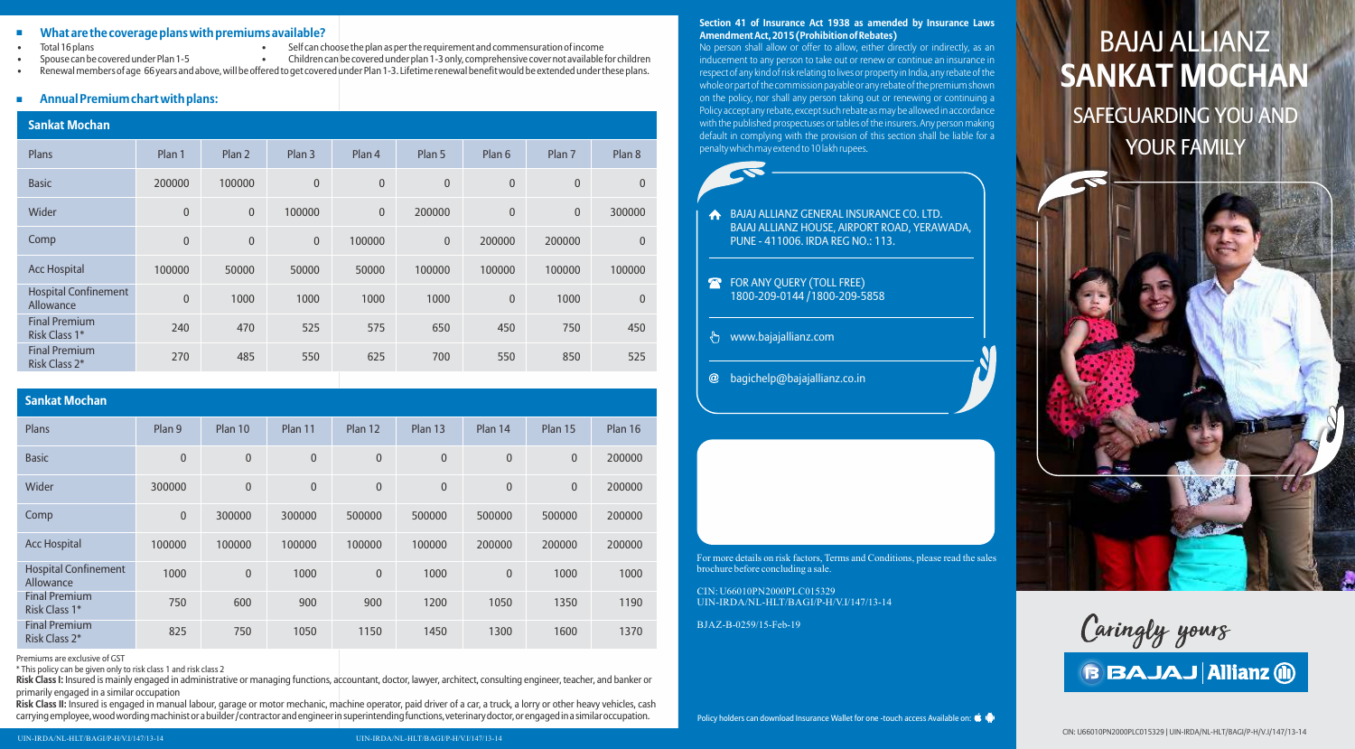- **What are the coverage plans with premiums available?**

- Total 16 plans
- Spouse can be covered under Plan 1-5
- Renewal members of age 66 years and above, will be offered to get covered under Plan 1-3. Lifetime renewal benefit would be extended under these plans.
- Self can choose the plan as per the requirement and commensuration of income
- Children can be covered under plan 1-3 only, comprehensive cover not available for children

- **Annual Premium chart with plans:**

**Sankat Mochan**

| Plans | Plan 1 | Plan 2 | Plan 3 | Plan 4 | Plan 5 | Plan 6 | Plan 7 | Plan 8 |
|---|---|---|---|---|---|---|---|---|
| Basic | 200000 | 100000 | 0 | 0 | 0 | 0 | 0 | 0 |
| Wider | 0 | 0 | 100000 | 0 | 200000 | 0 | 0 | 300000 |
| Comp | 0 | 0 | 0 | 100000 | 0 | 200000 | 200000 | 0 |
| Acc Hospital | 100000 | 50000 | 50000 | 50000 | 100000 | 100000 | 100000 | 100000 |
| Hospital Confinement Allowance | 0 | 1000 | 1000 | 1000 | 1000 | 0 | 1000 | 0 |
| Final Premium Risk Class 1* | 240 | 470 | 525 | 575 | 650 | 450 | 750 | 450 |
| Final Premium Risk Class 2* | 270 | 485 | 550 | 625 | 700 | 550 | 850 | 525 |

**Sankat Mochan**

| Plans | Plan 9 | Plan 10 | Plan 11 | Plan 12 | Plan 13 | Plan 14 | Plan 15 | Plan 16 |
|---|---|---|---|---|---|---|---|---|
| Basic | 0 | 0 | 0 | 0 | 0 | 0 | 0 | 200000 |
| Wider | 300000 | 0 | 0 | 0 | 0 | 0 | 0 | 200000 |
| Comp | 0 | 300000 | 300000 | 500000 | 500000 | 500000 | 500000 | 200000 |
| Acc Hospital | 100000 | 100000 | 100000 | 100000 | 100000 | 200000 | 200000 | 200000 |
| Hospital Confinement Allowance | 1000 | 0 | 1000 | 0 | 1000 | 0 | 1000 | 1000 |
| Final Premium Risk Class 1* | 750 | 600 | 900 | 900 | 1200 | 1050 | 1350 | 1190 |
| Final Premium Risk Class 2* | 825 | 750 | 1050 | 1150 | 1450 | 1300 | 1600 | 1370 |

Premiums are exclusive of GST

* This policy can be given only to risk class 1 and risk class 2

**Risk Class I:** Insured is mainly engaged in administrative or managing functions, accountant, doctor, lawyer, architect, consulting engineer, teacher, and banker or primarily engaged in a similar occupation

**Risk Class II:** Insured is engaged in manual labour, garage or motor mechanic, machine operator, paid driver of a car, a truck, a lorry or other heavy vehicles, cash carrying employee, wood wording machinist or a builder / contractor and engineer in superintending functions, veterinary doctor, or engaged in a similar occupation.

UIN-IRDA/NL-HLT/BAGI/P-H/V.I/147/13-14

**Section 41 of Insurance Act 1938 as amended by Insurance Laws Amendment Act, 2015 (Prohibition of Rebates)**

No person shall allow or offer to allow, either directly or indirectly, as an inducement to any person to take out or renew or continue an insurance in respect of any kind of risk relating to lives or property in India, any rebate of the whole or part of the commission payable or any rebate of the premium shown on the policy, nor shall any person taking out or renewing or continuing a Policy accept any rebate, except such rebate as may be allowed in accordance with the published prospectuses or tables of the insurers. Any person making default in complying with the provision of this section shall be liable for a penalty which may extend to 10 lakh rupees.

BAJAJ ALLIANZ GENERAL INSURANCE CO. LTD.
BAJAJ ALLIANZ HOUSE, AIRPORT ROAD, YERAWADA, PUNE - 411006. IRDA REG NO.: 113.

FOR ANY QUERY (TOLL FREE)
1800-209-0144 / 1800-209-5858

www.bajajallianz.com

bagichelp@bajajallianz.co.in

For more details on risk factors, Terms and Conditions, please read the sales brochure before concluding a sale.

CIN: U66010PN2000PLC015329
UIN-IRDA/NL-HLT/BAGI/P-H/V.I/147/13-14

BJAZ-B-0259/15-Feb-19

Policy holders can download Insurance Wallet for one -touch access Available on:

# BAJAJ ALLIANZ SANKAT MOCHAN

## SAFEGUARDING YOU AND YOUR FAMILY

Caringly yours

BAJAJ | Allianz

CIN: U66010PN2000PLC015329 | UIN-IRDA/NL-HLT/BAGI/P-H/V.I/147/13-14